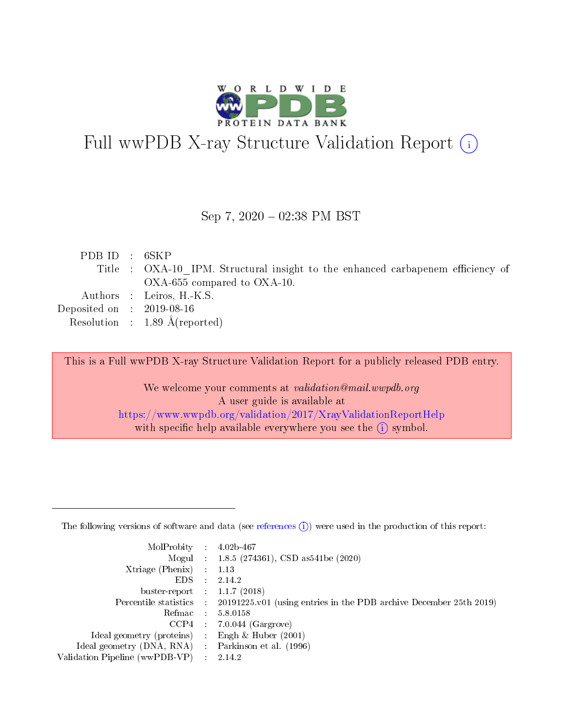# Full wwPDB X-ray Structure Validation Report (i)

Sep 7, 2020 – 02:38 PM BST

| | | |
|---|---|---|
| PDB ID | : | 6SKP |
| Title | : | OXA-10_IPM. Structural insight to the enhanced carbapenem efficiency of OXA-655 compared to OXA-10. |
| Authors | : | Leiros, H.-K.S. |
| Deposited on | : | 2019-08-16 |
| Resolution | : | 1.89 Å(reported) |

This is a Full wwPDB X-ray Structure Validation Report for a publicly released PDB entry.

We welcome your comments at *validation@mail.wwpdb.org*
A user guide is available at
https://www.wwpdb.org/validation/2017/XrayValidationReportHelp
with specific help available everywhere you see the (i) symbol.

The following versions of software and data (see references (i)) were used in the production of this report:

| | | |
|---|---|---|
| MolProbity | : | 4.02b-467 |
| Mogul | : | 1.8.5 (274361), CSD as541be (2020) |
| Xtriage (Phenix) | : | 1.13 |
| EDS | : | 2.14.2 |
| buster-report | : | 1.1.7 (2018) |
| Percentile statistics | : | 20191225.v01 (using entries in the PDB archive December 25th 2019) |
| Refmac | : | 5.8.0158 |
| CCP4 | : | 7.0.044 (Gargrove) |
| Ideal geometry (proteins) | : | Engh & Huber (2001) |
| Ideal geometry (DNA, RNA) | : | Parkinson et al. (1996) |
| Validation Pipeline (wwPDB-VP) | : | 2.14.2 |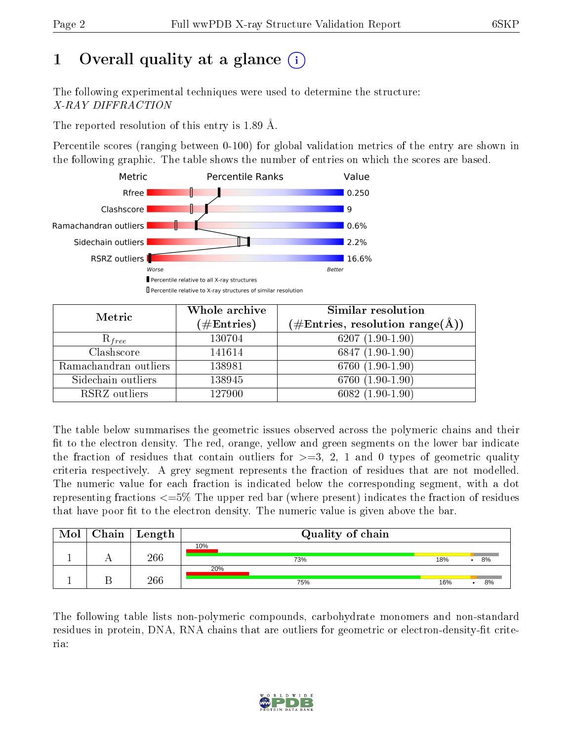# 1 Overall quality at a glance (i)

The following experimental techniques were used to determine the structure:
*X-RAY DIFFRACTION*

The reported resolution of this entry is 1.89 Å.

Percentile scores (ranging between 0-100) for global validation metrics of the entry are shown in the following graphic. The table shows the number of entries on which the scores are based.

| Metric | Value |
|---|---|
| Rfree | 0.250 |
| Clashscore | 9 |
| Ramachandran outliers | 0.6% |
| Sidechain outliers | 2.2% |
| RSRZ outliers | 16.6% |

Worse — Better

Percentile relative to all X-ray structures
Percentile relative to X-ray structures of similar resolution

| Metric | Whole archive (#Entries) | Similar resolution (#Entries, resolution range(Å)) |
|---|---|---|
| $R_{free}$ | 130704 | 6207 (1.90-1.90) |
| Clashscore | 141614 | 6847 (1.90-1.90) |
| Ramachandran outliers | 138981 | 6760 (1.90-1.90) |
| Sidechain outliers | 138945 | 6760 (1.90-1.90) |
| RSRZ outliers | 127900 | 6082 (1.90-1.90) |

The table below summarises the geometric issues observed across the polymeric chains and their fit to the electron density. The red, orange, yellow and green segments on the lower bar indicate the fraction of residues that contain outliers for >=3, 2, 1 and 0 types of geometric quality criteria respectively. A grey segment represents the fraction of residues that are not modelled. The numeric value for each fraction is indicated below the corresponding segment, with a dot representing fractions <=5% The upper red bar (where present) indicates the fraction of residues that have poor fit to the electron density. The numeric value is given above the bar.

| Mol | Chain | Length | Quality of chain |
|---|---|---|---|
| 1 | A | 266 | 10% / 73% · 18% · • · 8% |
| 1 | B | 266 | 20% / 75% · 16% · • · 8% |

The following table lists non-polymeric compounds, carbohydrate monomers and non-standard residues in protein, DNA, RNA chains that are outliers for geometric or electron-density-fit criteria: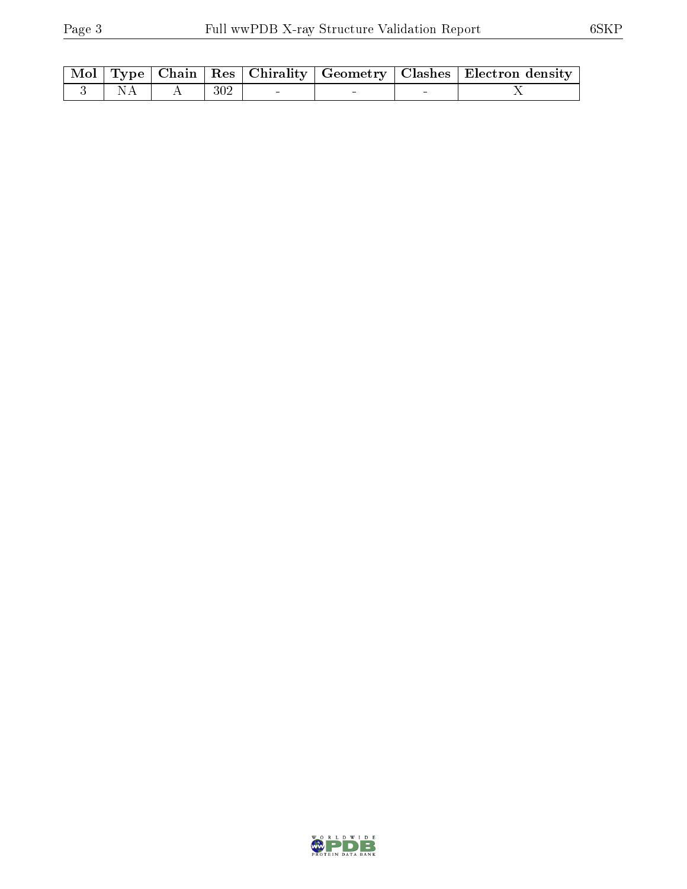| Mol | Type | Chain | Res | Chirality | Geometry | Clashes | Electron density |
|---|---|---|---|---|---|---|---|
| 3 | NA | A | 302 | - | - | - | X |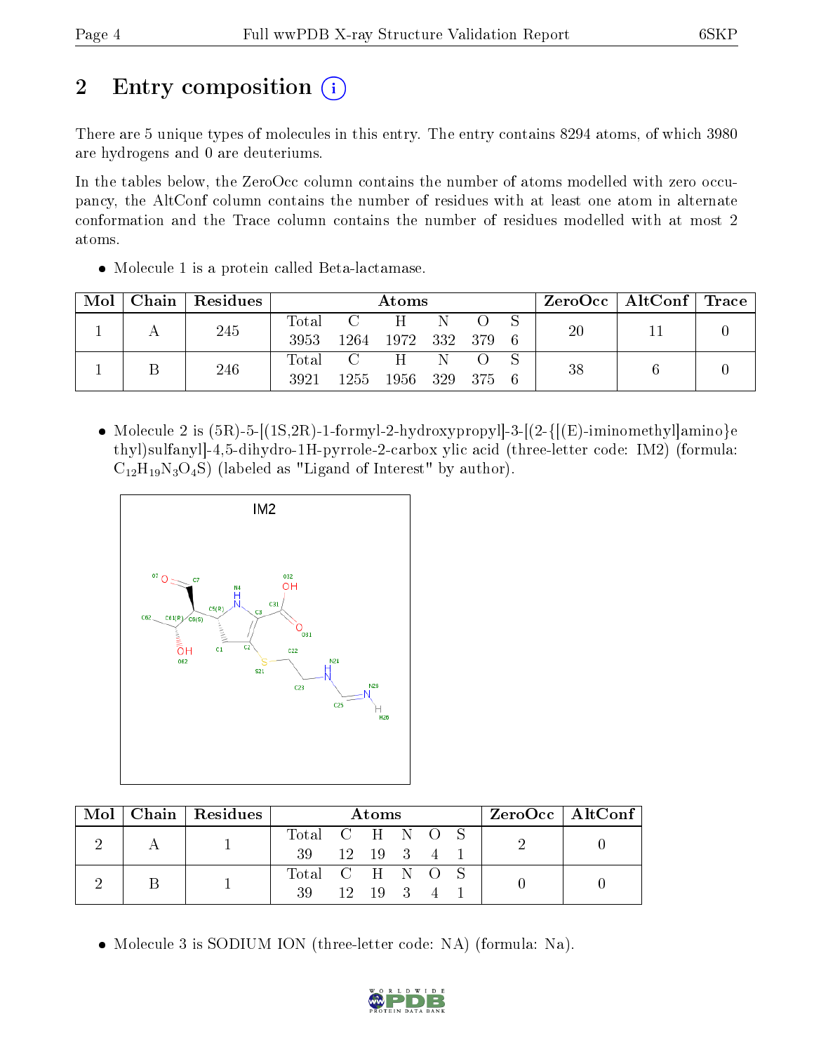# 2 Entry composition

There are 5 unique types of molecules in this entry. The entry contains 8294 atoms, of which 3980 are hydrogens and 0 are deuteriums.

In the tables below, the ZeroOcc column contains the number of atoms modelled with zero occupancy, the AltConf column contains the number of residues with at least one atom in alternate conformation and the Trace column contains the number of residues modelled with at most 2 atoms.

- Molecule 1 is a protein called Beta-lactamase.

| Mol | Chain | Residues | Atoms | | | | | | ZeroOcc | AltConf | Trace |
|---|---|---|---|---|---|---|---|---|---|---|---|
| 1 | A | 245 | Total 3953 | C 1264 | H 1972 | N 332 | O 379 | S 6 | 20 | 11 | 0 |
| 1 | B | 246 | Total 3921 | C 1255 | H 1956 | N 329 | O 375 | S 6 | 38 | 6 | 0 |

- Molecule 2 is (5R)-5-[(1S,2R)-1-formyl-2-hydroxypropyl]-3-[(2-{[(E)-iminomethyl]amino}ethyl)sulfanyl]-4,5-dihydro-1H-pyrrole-2-carbox ylic acid (three-letter code: IM2) (formula: $C_{12}H_{19}N_3O_4S$) (labeled as "Ligand of Interest" by author).

| Mol | Chain | Residues | Atoms | | | | | | ZeroOcc | AltConf |
|---|---|---|---|---|---|---|---|---|---|---|
| 2 | A | 1 | Total 39 | C 12 | H 19 | N 3 | O 4 | S 1 | 2 | 0 |
| 2 | B | 1 | Total 39 | C 12 | H 19 | N 3 | O 4 | S 1 | 0 | 0 |

- Molecule 3 is SODIUM ION (three-letter code: NA) (formula: Na).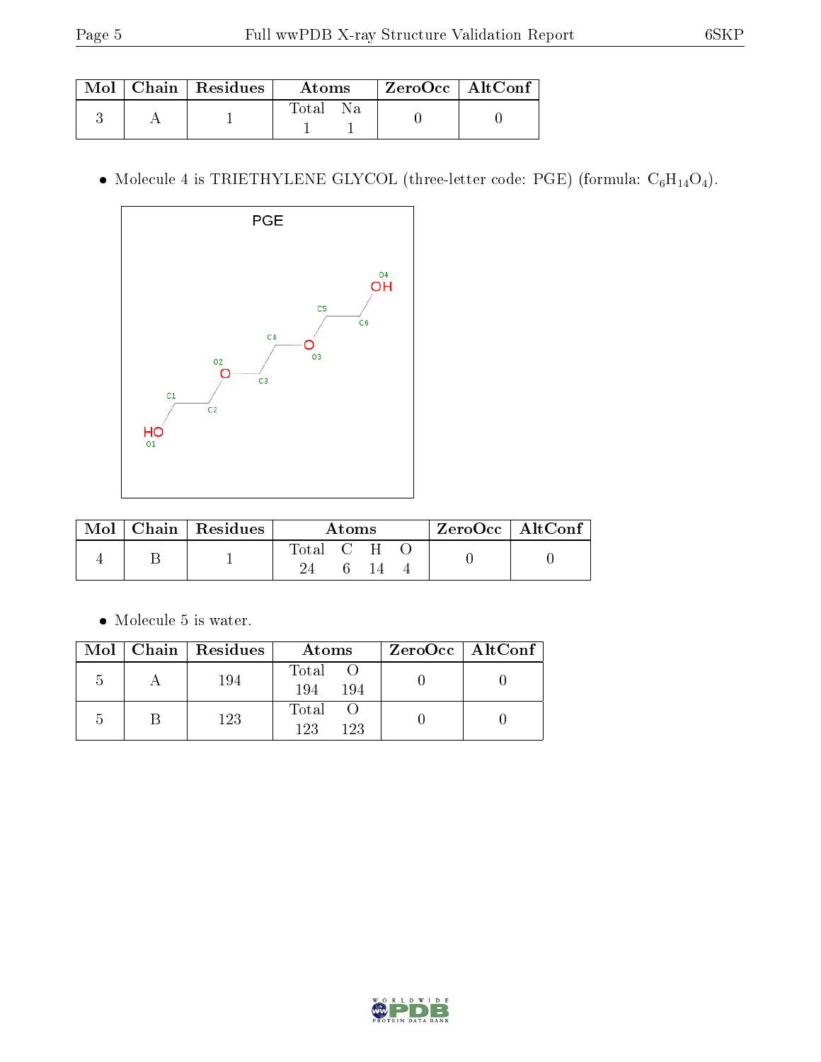| Mol | Chain | Residues | Atoms | | ZeroOcc | AltConf |
|---|---|---|---|---|---|---|
| | | | Total | Na | | |
| 3 | A | 1 | 1 | 1 | 0 | 0 |

- Molecule 4 is TRIETHYLENE GLYCOL (three-letter code: PGE) (formula: $C_6H_{14}O_4$).

| Mol | Chain | Residues | Atoms | | | | ZeroOcc | AltConf |
|---|---|---|---|---|---|---|---|---|
| | | | Total | C | H | O | | |
| 4 | B | 1 | 24 | 6 | 14 | 4 | 0 | 0 |

- Molecule 5 is water.

| Mol | Chain | Residues | Atoms | | ZeroOcc | AltConf |
|---|---|---|---|---|---|---|
| | | | Total | O | | |
| 5 | A | 194 | 194 | 194 | 0 | 0 |
| 5 | B | 123 | 123 | 123 | 0 | 0 |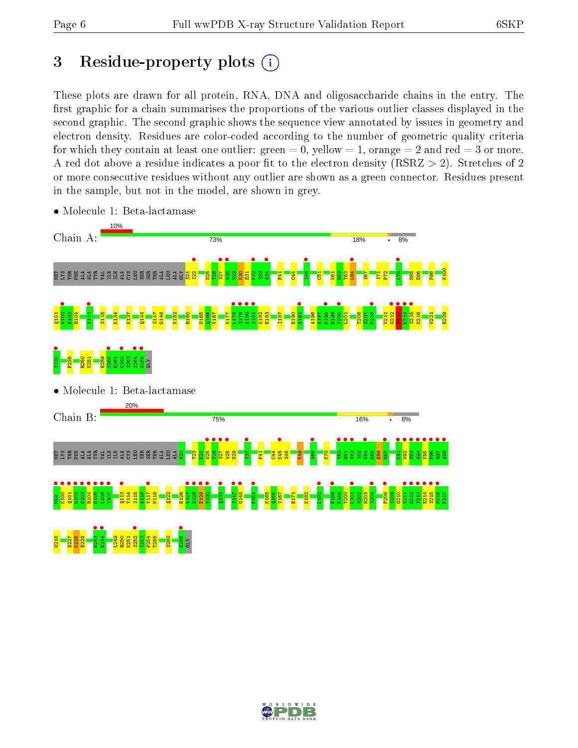# 3 Residue-property plots

These plots are drawn for all protein, RNA, DNA and oligosaccharide chains in the entry. The first graphic for a chain summarises the proportions of the various outlier classes displayed in the second graphic. The second graphic shows the sequence view annotated by issues in geometry and electron density. Residues are color-coded according to the number of geometric quality criteria for which they contain at least one outlier: green = 0, yellow = 1, orange = 2 and red = 3 or more. A red dot above a residue indicates a poor fit to the electron density (RSRZ > 2). Stretches of 2 or more consecutive residues without any outlier are shown as a green connector. Residues present in the sample, but not in the model, are shown in grey.

- Molecule 1: Beta-lactamase

Chain A: 10% | 73% | 18% | • | 8%

MET LYS THR PHE ALA ALA TYR VAL ILE ILE ALA CYS LEU SER SER THR ALA LEU ALA GLY S21 I22 N25 T26 S27 W28 N29 K30 E31 F32 S33 A34 F41 C44 S48 C51 K61 E62 Y63 L64 S67 I71 F72 L78 N85 E86 P96 K100 Q101 W102 E103 R104 A111 S115 K134 K137 Q144 S147 G148 K152 R160 N165 Q166 V167 K177 L178 S179 A180 S181 K182 E183 I187 E190 A191 A196 A197 P198 E199 Y200 L201 T206 G207 F208 V211 G212 T213 E214 S215 N216 W221 E229 T230 F235 R250 K251 E259 S260 E261 G262 I263 I264 G265 GLY

- Molecule 1: Beta-lactamase

Chain B: 20% | 75% | 16% | • | 8%

MET LYS THR PHE ALA ALA TYR VAL ILE ILE ALA CYS LEU SER SER THR ALA LEU ALA G20 T23 E24 N25 T26 S27 W28 N29 V37 F41 C44 K45 S46 K49 A66 K70 T80 G81 V82 I83 K84 N85 E86 H87 K91 W92 D93 G94 K95 P96 R97 A98 M99 K100 Q101 W102 E103 R104 D105 L106 T107 Q113 V114 S115 A116 V117 P118 Q122 E126 V127 G128 E129 V130 Q133 S147 G148 D151 N165 Q166 V167 E171 K182 L192 P198 E199 Y200 L201 V202 H203 S204 F208 S209 G210 V211 G212 T213 E214 S215 N216 F217 G218 E227 K228 E229 N243 E244 L249 R250 K251 S252 I253 P254 T255 S260 G265 GLY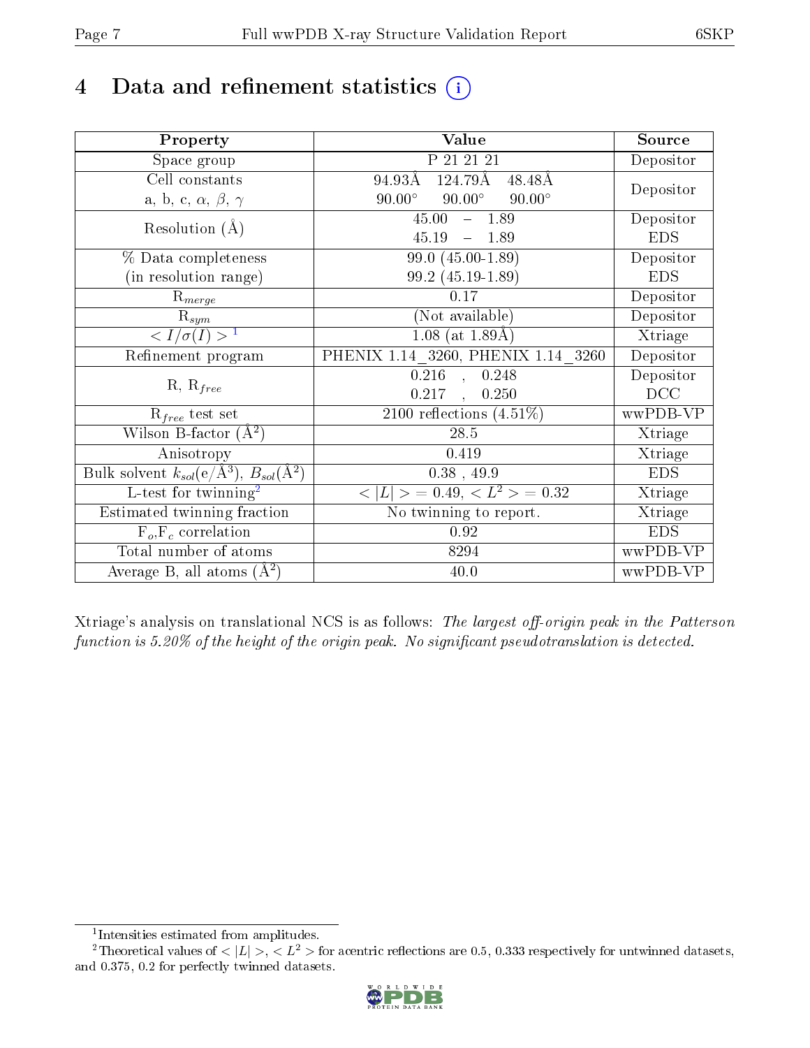# 4 Data and refinement statistics (i)

| Property | Value | Source |
|---|---|---|
| Space group | P 21 21 21 | Depositor |
| Cell constants<br>a, b, c, $\alpha$, $\beta$, $\gamma$ | 94.93Å 124.79Å 48.48Å<br>90.00° 90.00° 90.00° | Depositor |
| Resolution (Å) | 45.00 – 1.89<br>45.19 – 1.89 | Depositor<br>EDS |
| % Data completeness<br>(in resolution range) | 99.0 (45.00-1.89)<br>99.2 (45.19-1.89) | Depositor<br>EDS |
| $R_{merge}$ | 0.17 | Depositor |
| $R_{sym}$ | (Not available) | Depositor |
| $< I/\sigma(I) >$ [1] | 1.08 (at 1.89Å) | Xtriage |
| Refinement program | PHENIX 1.14_3260, PHENIX 1.14_3260 | Depositor |
| R, $R_{free}$ | 0.216 , 0.248<br>0.217 , 0.250 | Depositor<br>DCC |
| $R_{free}$ test set | 2100 reflections (4.51%) | wwPDB-VP |
| Wilson B-factor (Å$^2$) | 28.5 | Xtriage |
| Anisotropy | 0.419 | Xtriage |
| Bulk solvent $k_{sol}$(e/Å$^3$), $B_{sol}$(Å$^2$) | 0.38 , 49.9 | EDS |
| L-test for twinning[2] | $< \|L\| > = 0.49$, $< L^2 > = 0.32$ | Xtriage |
| Estimated twinning fraction | No twinning to report. | Xtriage |
| $F_o$,$F_c$ correlation | 0.92 | EDS |
| Total number of atoms | 8294 | wwPDB-VP |
| Average B, all atoms (Å$^2$) | 40.0 | wwPDB-VP |

Xtriage's analysis on translational NCS is as follows: *The largest off-origin peak in the Patterson function is 5.20% of the height of the origin peak. No significant pseudotranslation is detected.*

[1] Intensities estimated from amplitudes.

[2] Theoretical values of $< |L| >$, $< L^2 >$ for acentric reflections are 0.5, 0.333 respectively for untwinned datasets, and 0.375, 0.2 for perfectly twinned datasets.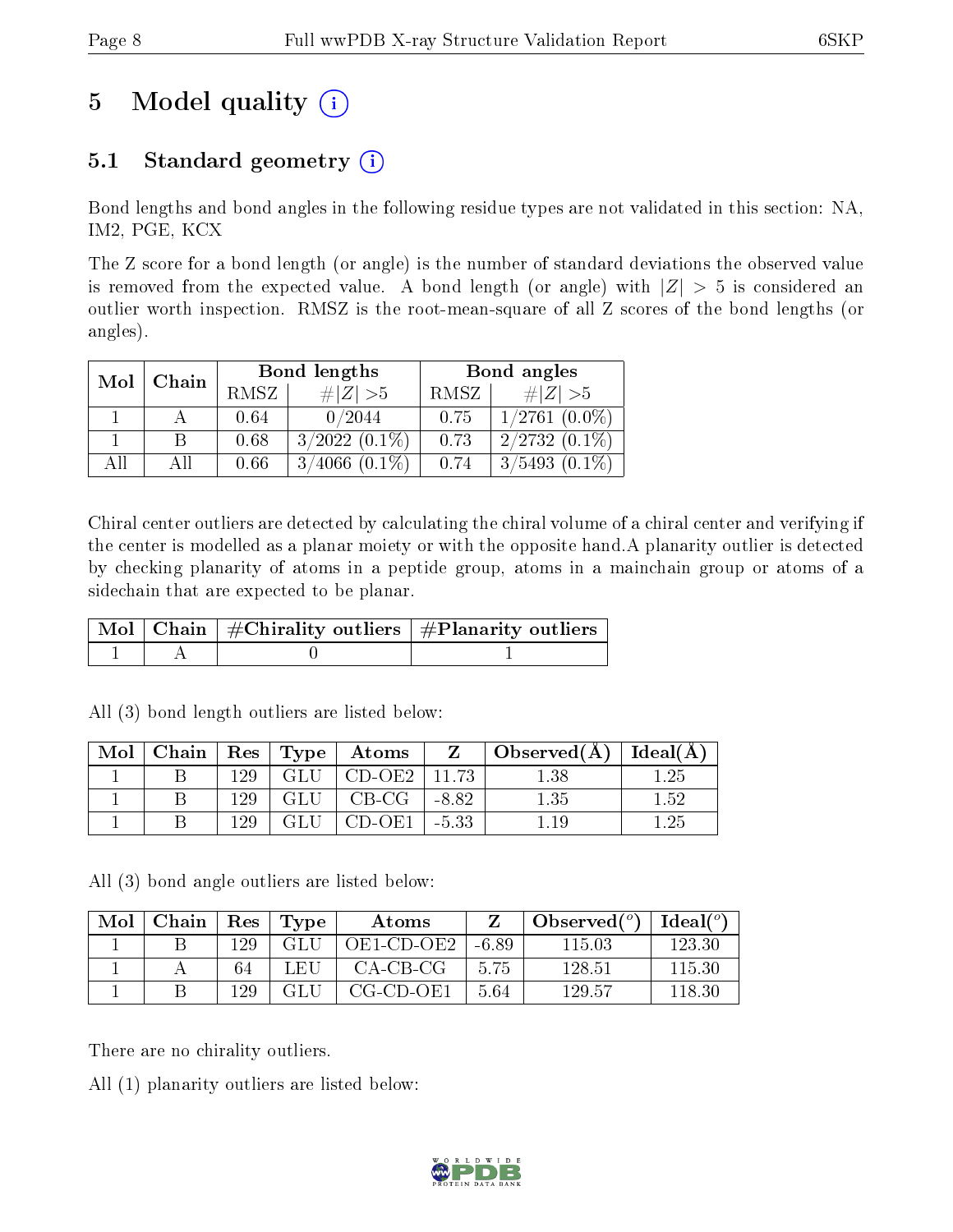# 5 Model quality (i)

## 5.1 Standard geometry (i)

Bond lengths and bond angles in the following residue types are not validated in this section: NA, IM2, PGE, KCX

The Z score for a bond length (or angle) is the number of standard deviations the observed value is removed from the expected value. A bond length (or angle) with $|Z| > 5$ is considered an outlier worth inspection. RMSZ is the root-mean-square of all Z scores of the bond lengths (or angles).

| Mol | Chain | Bond lengths | | Bond angles | |
|---|---|---|---|---|---|
| | | RMSZ | $\#\|Z\| > 5$ | RMSZ | $\#\|Z\| > 5$ |
| 1 | A | 0.64 | 0/2044 | 0.75 | 1/2761 (0.0%) |
| 1 | B | 0.68 | 3/2022 (0.1%) | 0.73 | 2/2732 (0.1%) |
| All | All | 0.66 | 3/4066 (0.1%) | 0.74 | 3/5493 (0.1%) |

Chiral center outliers are detected by calculating the chiral volume of a chiral center and verifying if the center is modelled as a planar moiety or with the opposite hand.A planarity outlier is detected by checking planarity of atoms in a peptide group, atoms in a mainchain group or atoms of a sidechain that are expected to be planar.

| Mol | Chain | #Chirality outliers | #Planarity outliers |
|---|---|---|---|
| 1 | A | 0 | 1 |

All (3) bond length outliers are listed below:

| Mol | Chain | Res | Type | Atoms | Z | Observed(Å) | Ideal(Å) |
|---|---|---|---|---|---|---|---|
| 1 | B | 129 | GLU | CD-OE2 | 11.73 | 1.38 | 1.25 |
| 1 | B | 129 | GLU | CB-CG | -8.82 | 1.35 | 1.52 |
| 1 | B | 129 | GLU | CD-OE1 | -5.33 | 1.19 | 1.25 |

All (3) bond angle outliers are listed below:

| Mol | Chain | Res | Type | Atoms | Z | Observed($^o$) | Ideal($^o$) |
|---|---|---|---|---|---|---|---|
| 1 | B | 129 | GLU | OE1-CD-OE2 | -6.89 | 115.03 | 123.30 |
| 1 | A | 64 | LEU | CA-CB-CG | 5.75 | 128.51 | 115.30 |
| 1 | B | 129 | GLU | CG-CD-OE1 | 5.64 | 129.57 | 118.30 |

There are no chirality outliers.

All (1) planarity outliers are listed below: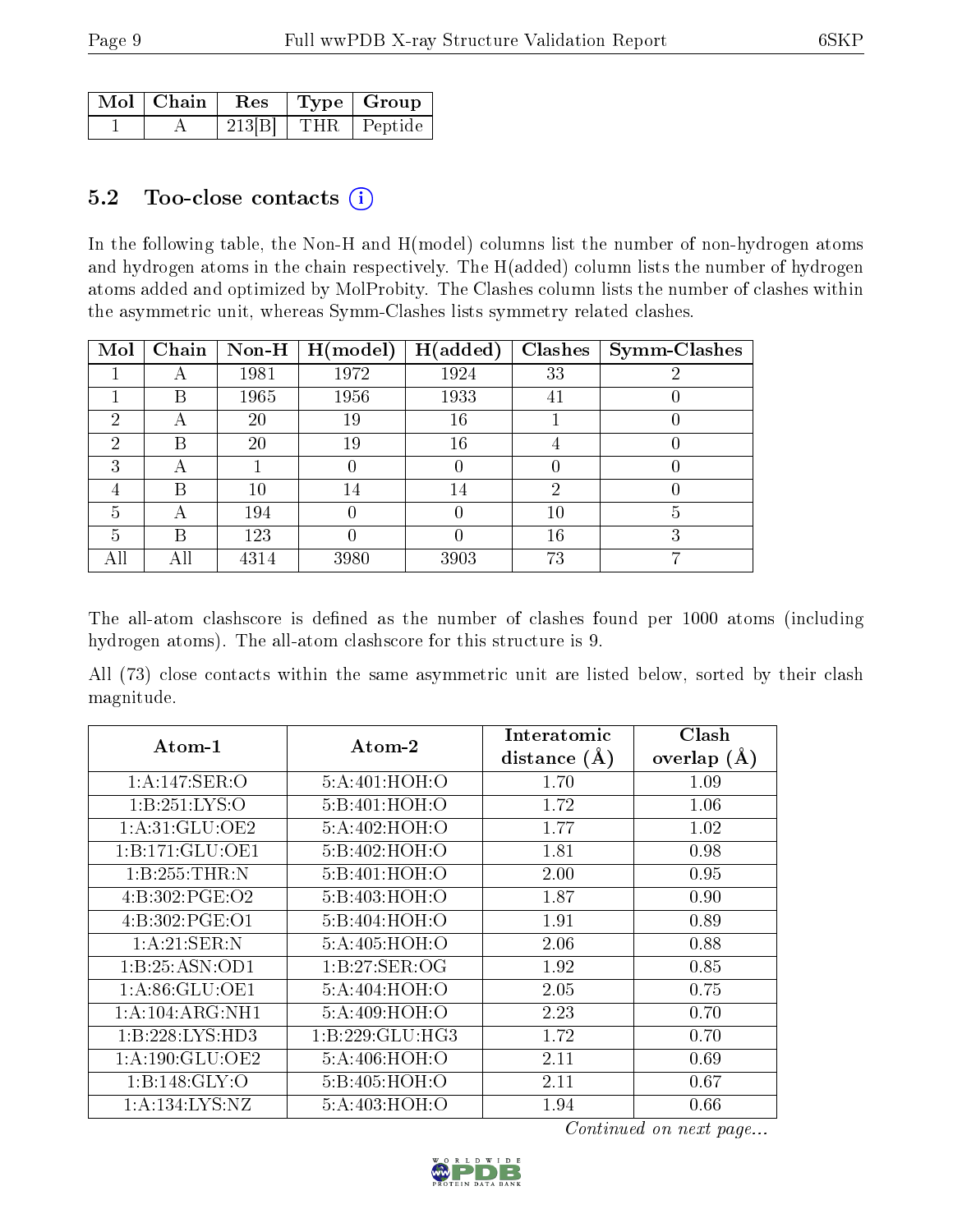| Mol | Chain | Res | Type | Group |
|---|---|---|---|---|
| 1 | A | 213[B] | THR | Peptide |

### 5.2 Too-close contacts (i)

In the following table, the Non-H and H(model) columns list the number of non-hydrogen atoms and hydrogen atoms in the chain respectively. The H(added) column lists the number of hydrogen atoms added and optimized by MolProbity. The Clashes column lists the number of clashes within the asymmetric unit, whereas Symm-Clashes lists symmetry related clashes.

| Mol | Chain | Non-H | H(model) | H(added) | Clashes | Symm-Clashes |
|---|---|---|---|---|---|---|
| 1 | A | 1981 | 1972 | 1924 | 33 | 2 |
| 1 | B | 1965 | 1956 | 1933 | 41 | 0 |
| 2 | A | 20 | 19 | 16 | 1 | 0 |
| 2 | B | 20 | 19 | 16 | 4 | 0 |
| 3 | A | 1 | 0 | 0 | 0 | 0 |
| 4 | B | 10 | 14 | 14 | 2 | 0 |
| 5 | A | 194 | 0 | 0 | 10 | 5 |
| 5 | B | 123 | 0 | 0 | 16 | 3 |
| All | All | 4314 | 3980 | 3903 | 73 | 7 |

The all-atom clashscore is defined as the number of clashes found per 1000 atoms (including hydrogen atoms). The all-atom clashscore for this structure is 9.

All (73) close contacts within the same asymmetric unit are listed below, sorted by their clash magnitude.

| Atom-1 | Atom-2 | Interatomic distance (Å) | Clash overlap (Å) |
|---|---|---|---|
| 1:A:147:SER:O | 5:A:401:HOH:O | 1.70 | 1.09 |
| 1:B:251:LYS:O | 5:B:401:HOH:O | 1.72 | 1.06 |
| 1:A:31:GLU:OE2 | 5:A:402:HOH:O | 1.77 | 1.02 |
| 1:B:171:GLU:OE1 | 5:B:402:HOH:O | 1.81 | 0.98 |
| 1:B:255:THR:N | 5:B:401:HOH:O | 2.00 | 0.95 |
| 4:B:302:PGE:O2 | 5:B:403:HOH:O | 1.87 | 0.90 |
| 4:B:302:PGE:O1 | 5:B:404:HOH:O | 1.91 | 0.89 |
| 1:A:21:SER:N | 5:A:405:HOH:O | 2.06 | 0.88 |
| 1:B:25:ASN:OD1 | 1:B:27:SER:OG | 1.92 | 0.85 |
| 1:A:86:GLU:OE1 | 5:A:404:HOH:O | 2.05 | 0.75 |
| 1:A:104:ARG:NH1 | 5:A:409:HOH:O | 2.23 | 0.70 |
| 1:B:228:LYS:HD3 | 1:B:229:GLU:HG3 | 1.72 | 0.70 |
| 1:A:190:GLU:OE2 | 5:A:406:HOH:O | 2.11 | 0.69 |
| 1:B:148:GLY:O | 5:B:405:HOH:O | 2.11 | 0.67 |
| 1:A:134:LYS:NZ | 5:A:403:HOH:O | 1.94 | 0.66 |

*Continued on next page...*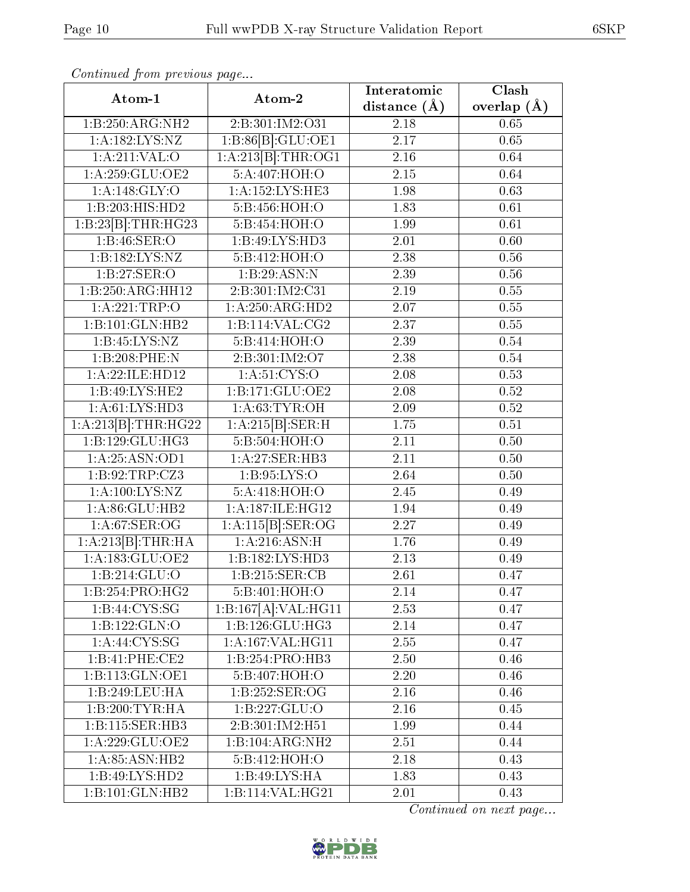*Continued from previous page...*

| Atom-1 | Atom-2 | Interatomic distance (Å) | Clash overlap (Å) |
|---|---|---|---|
| 1:B:250:ARG:NH2 | 2:B:301:IM2:O31 | 2.18 | 0.65 |
| 1:A:182:LYS:NZ | 1:B:86[B]:GLU:OE1 | 2.17 | 0.65 |
| 1:A:211:VAL:O | 1:A:213[B]:THR:OG1 | 2.16 | 0.64 |
| 1:A:259:GLU:OE2 | 5:A:407:HOH:O | 2.15 | 0.64 |
| 1:A:148:GLY:O | 1:A:152:LYS:HE3 | 1.98 | 0.63 |
| 1:B:203:HIS:HD2 | 5:B:456:HOH:O | 1.83 | 0.61 |
| 1:B:23[B]:THR:HG23 | 5:B:454:HOH:O | 1.99 | 0.61 |
| 1:B:46:SER:O | 1:B:49:LYS:HD3 | 2.01 | 0.60 |
| 1:B:182:LYS:NZ | 5:B:412:HOH:O | 2.38 | 0.56 |
| 1:B:27:SER:O | 1:B:29:ASN:N | 2.39 | 0.56 |
| 1:B:250:ARG:HH12 | 2:B:301:IM2:C31 | 2.19 | 0.55 |
| 1:A:221:TRP:O | 1:A:250:ARG:HD2 | 2.07 | 0.55 |
| 1:B:101:GLN:HB2 | 1:B:114:VAL:CG2 | 2.37 | 0.55 |
| 1:B:45:LYS:NZ | 5:B:414:HOH:O | 2.39 | 0.54 |
| 1:B:208:PHE:N | 2:B:301:IM2:O7 | 2.38 | 0.54 |
| 1:A:22:ILE:HD12 | 1:A:51:CYS:O | 2.08 | 0.53 |
| 1:B:49:LYS:HE2 | 1:B:171:GLU:OE2 | 2.08 | 0.52 |
| 1:A:61:LYS:HD3 | 1:A:63:TYR:OH | 2.09 | 0.52 |
| 1:A:213[B]:THR:HG22 | 1:A:215[B]:SER:H | 1.75 | 0.51 |
| 1:B:129:GLU:HG3 | 5:B:504:HOH:O | 2.11 | 0.50 |
| 1:A:25:ASN:OD1 | 1:A:27:SER:HB3 | 2.11 | 0.50 |
| 1:B:92:TRP:CZ3 | 1:B:95:LYS:O | 2.64 | 0.50 |
| 1:A:100:LYS:NZ | 5:A:418:HOH:O | 2.45 | 0.49 |
| 1:A:86:GLU:HB2 | 1:A:187:ILE:HG12 | 1.94 | 0.49 |
| 1:A:67:SER:OG | 1:A:115[B]:SER:OG | 2.27 | 0.49 |
| 1:A:213[B]:THR:HA | 1:A:216:ASN:H | 1.76 | 0.49 |
| 1:A:183:GLU:OE2 | 1:B:182:LYS:HD3 | 2.13 | 0.49 |
| 1:B:214:GLU:O | 1:B:215:SER:CB | 2.61 | 0.47 |
| 1:B:254:PRO:HG2 | 5:B:401:HOH:O | 2.14 | 0.47 |
| 1:B:44:CYS:SG | 1:B:167[A]:VAL:HG11 | 2.53 | 0.47 |
| 1:B:122:GLN:O | 1:B:126:GLU:HG3 | 2.14 | 0.47 |
| 1:A:44:CYS:SG | 1:A:167:VAL:HG11 | 2.55 | 0.47 |
| 1:B:41:PHE:CE2 | 1:B:254:PRO:HB3 | 2.50 | 0.46 |
| 1:B:113:GLN:OE1 | 5:B:407:HOH:O | 2.20 | 0.46 |
| 1:B:249:LEU:HA | 1:B:252:SER:OG | 2.16 | 0.46 |
| 1:B:200:TYR:HA | 1:B:227:GLU:O | 2.16 | 0.45 |
| 1:B:115:SER:HB3 | 2:B:301:IM2:H51 | 1.99 | 0.44 |
| 1:A:229:GLU:OE2 | 1:B:104:ARG:NH2 | 2.51 | 0.44 |
| 1:A:85:ASN:HB2 | 5:B:412:HOH:O | 2.18 | 0.43 |
| 1:B:49:LYS:HD2 | 1:B:49:LYS:HA | 1.83 | 0.43 |
| 1:B:101:GLN:HB2 | 1:B:114:VAL:HG21 | 2.01 | 0.43 |

*Continued on next page...*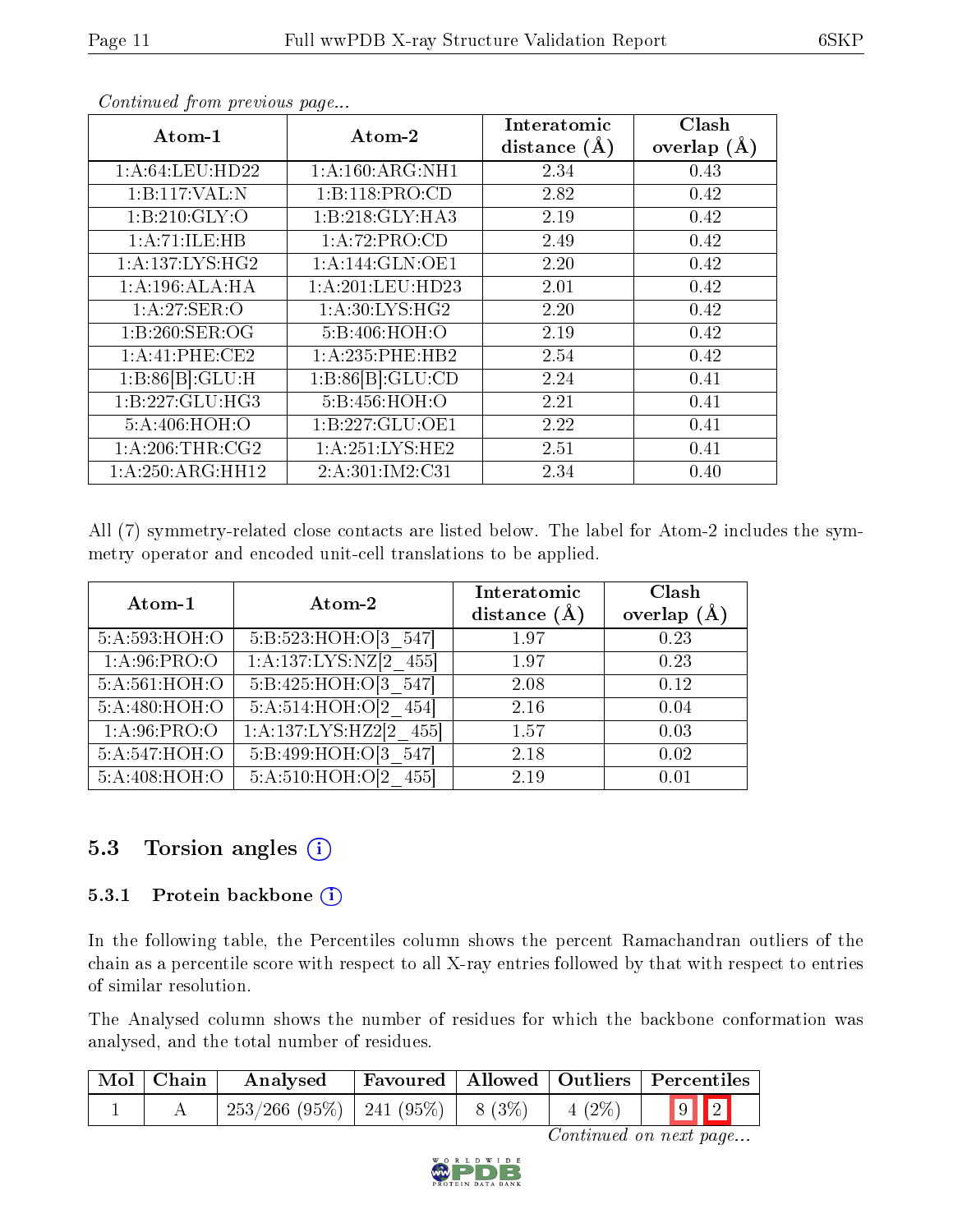*Continued from previous page...*

| Atom-1 | Atom-2 | Interatomic distance (Å) | Clash overlap (Å) |
|---|---|---|---|
| 1:A:64:LEU:HD22 | 1:A:160:ARG:NH1 | 2.34 | 0.43 |
| 1:B:117:VAL:N | 1:B:118:PRO:CD | 2.82 | 0.42 |
| 1:B:210:GLY:O | 1:B:218:GLY:HA3 | 2.19 | 0.42 |
| 1:A:71:ILE:HB | 1:A:72:PRO:CD | 2.49 | 0.42 |
| 1:A:137:LYS:HG2 | 1:A:144:GLN:OE1 | 2.20 | 0.42 |
| 1:A:196:ALA:HA | 1:A:201:LEU:HD23 | 2.01 | 0.42 |
| 1:A:27:SER:O | 1:A:30:LYS:HG2 | 2.20 | 0.42 |
| 1:B:260:SER:OG | 5:B:406:HOH:O | 2.19 | 0.42 |
| 1:A:41:PHE:CE2 | 1:A:235:PHE:HB2 | 2.54 | 0.42 |
| 1:B:86[B]:GLU:H | 1:B:86[B]:GLU:CD | 2.24 | 0.41 |
| 1:B:227:GLU:HG3 | 5:B:456:HOH:O | 2.21 | 0.41 |
| 5:A:406:HOH:O | 1:B:227:GLU:OE1 | 2.22 | 0.41 |
| 1:A:206:THR:CG2 | 1:A:251:LYS:HE2 | 2.51 | 0.41 |
| 1:A:250:ARG:HH12 | 2:A:301:IM2:C31 | 2.34 | 0.40 |

All (7) symmetry-related close contacts are listed below. The label for Atom-2 includes the symmetry operator and encoded unit-cell translations to be applied.

| Atom-1 | Atom-2 | Interatomic distance (Å) | Clash overlap (Å) |
|---|---|---|---|
| 5:A:593:HOH:O | 5:B:523:HOH:O[3_547] | 1.97 | 0.23 |
| 1:A:96:PRO:O | 1:A:137:LYS:NZ[2_455] | 1.97 | 0.23 |
| 5:A:561:HOH:O | 5:B:425:HOH:O[3_547] | 2.08 | 0.12 |
| 5:A:480:HOH:O | 5:A:514:HOH:O[2_454] | 2.16 | 0.04 |
| 1:A:96:PRO:O | 1:A:137:LYS:HZ2[2_455] | 1.57 | 0.03 |
| 5:A:547:HOH:O | 5:B:499:HOH:O[3_547] | 2.18 | 0.02 |
| 5:A:408:HOH:O | 5:A:510:HOH:O[2_455] | 2.19 | 0.01 |

## 5.3 Torsion angles

### 5.3.1 Protein backbone

In the following table, the Percentiles column shows the percent Ramachandran outliers of the chain as a percentile score with respect to all X-ray entries followed by that with respect to entries of similar resolution.

The Analysed column shows the number of residues for which the backbone conformation was analysed, and the total number of residues.

| Mol | Chain | Analysed | Favoured | Allowed | Outliers | Percentiles | |
|---|---|---|---|---|---|---|---|
| 1 | A | 253/266 (95%) | 241 (95%) | 8 (3%) | 4 (2%) | 9 | 2 |

*Continued on next page...*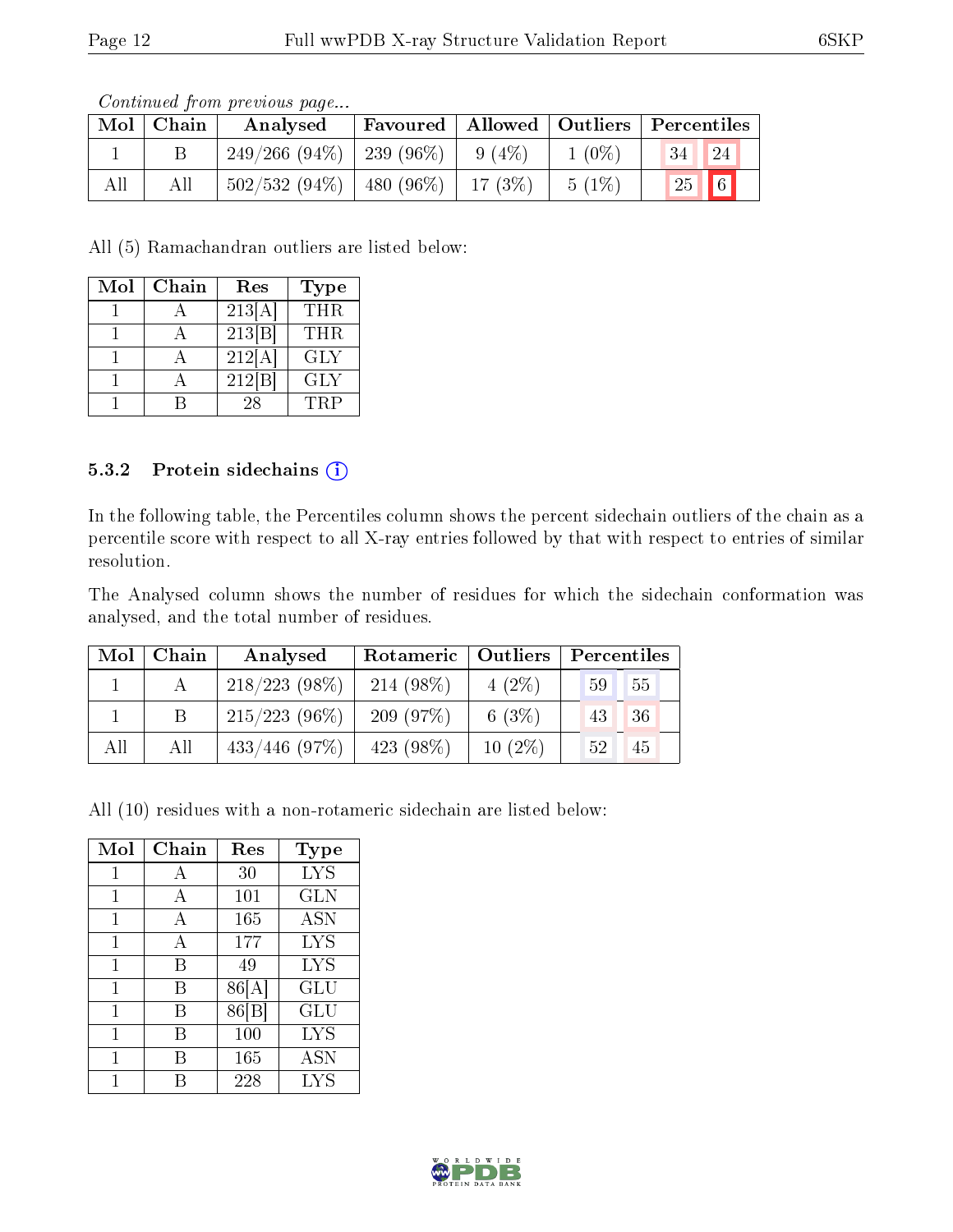*Continued from previous page...*

| Mol | Chain | Analysed | Favoured | Allowed | Outliers | Percentiles | |
|---|---|---|---|---|---|---|---|
| 1 | B | 249/266 (94%) | 239 (96%) | 9 (4%) | 1 (0%) | 34 | 24 |
| All | All | 502/532 (94%) | 480 (96%) | 17 (3%) | 5 (1%) | 25 | 6 |

All (5) Ramachandran outliers are listed below:

| Mol | Chain | Res | Type |
|---|---|---|---|
| 1 | A | 213[A] | THR |
| 1 | A | 213[B] | THR |
| 1 | A | 212[A] | GLY |
| 1 | A | 212[B] | GLY |
| 1 | B | 28 | TRP |

### 5.3.2 Protein sidechains

In the following table, the Percentiles column shows the percent sidechain outliers of the chain as a percentile score with respect to all X-ray entries followed by that with respect to entries of similar resolution.

The Analysed column shows the number of residues for which the sidechain conformation was analysed, and the total number of residues.

| Mol | Chain | Analysed | Rotameric | Outliers | Percentiles | |
|---|---|---|---|---|---|---|
| 1 | A | 218/223 (98%) | 214 (98%) | 4 (2%) | 59 | 55 |
| 1 | B | 215/223 (96%) | 209 (97%) | 6 (3%) | 43 | 36 |
| All | All | 433/446 (97%) | 423 (98%) | 10 (2%) | 52 | 45 |

All (10) residues with a non-rotameric sidechain are listed below:

| Mol | Chain | Res | Type |
|---|---|---|---|
| 1 | A | 30 | LYS |
| 1 | A | 101 | GLN |
| 1 | A | 165 | ASN |
| 1 | A | 177 | LYS |
| 1 | B | 49 | LYS |
| 1 | B | 86[A] | GLU |
| 1 | B | 86[B] | GLU |
| 1 | B | 100 | LYS |
| 1 | B | 165 | ASN |
| 1 | B | 228 | LYS |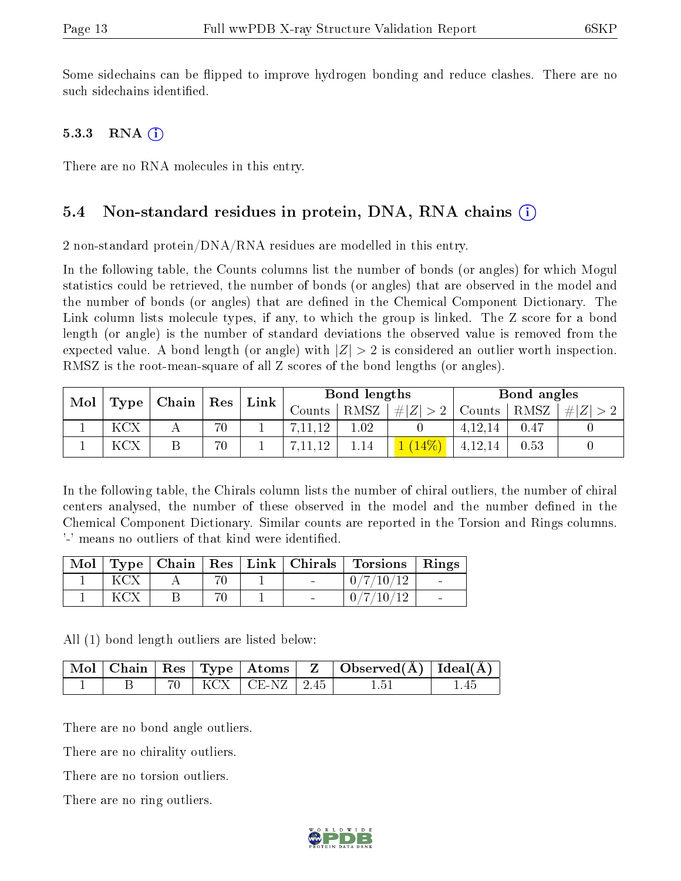Some sidechains can be flipped to improve hydrogen bonding and reduce clashes. There are no such sidechains identified.

### 5.3.3 RNA

There are no RNA molecules in this entry.

## 5.4 Non-standard residues in protein, DNA, RNA chains

2 non-standard protein/DNA/RNA residues are modelled in this entry.

In the following table, the Counts columns list the number of bonds (or angles) for which Mogul statistics could be retrieved, the number of bonds (or angles) that are observed in the model and the number of bonds (or angles) that are defined in the Chemical Component Dictionary. The Link column lists molecule types, if any, to which the group is linked. The Z score for a bond length (or angle) is the number of standard deviations the observed value is removed from the expected value. A bond length (or angle) with $|Z| > 2$ is considered an outlier worth inspection. RMSZ is the root-mean-square of all Z scores of the bond lengths (or angles).

| Mol | Type | Chain | Res | Link | Bond lengths | | | Bond angles | | |
|---|---|---|---|---|---|---|---|---|---|---|
| | | | | | Counts | RMSZ | $\#\|Z\| > 2$ | Counts | RMSZ | $\#\|Z\| > 2$ |
| 1 | KCX | A | 70 | 1 | 7,11,12 | 1.02 | 0 | 4,12,14 | 0.47 | 0 |
| 1 | KCX | B | 70 | 1 | 7,11,12 | 1.14 | 1 (14%) | 4,12,14 | 0.53 | 0 |

In the following table, the Chirals column lists the number of chiral outliers, the number of chiral centers analysed, the number of these observed in the model and the number defined in the Chemical Component Dictionary. Similar counts are reported in the Torsion and Rings columns. '-' means no outliers of that kind were identified.

| Mol | Type | Chain | Res | Link | Chirals | Torsions | Rings |
|---|---|---|---|---|---|---|---|
| 1 | KCX | A | 70 | 1 | - | 0/7/10/12 | - |
| 1 | KCX | B | 70 | 1 | - | 0/7/10/12 | - |

All (1) bond length outliers are listed below:

| Mol | Chain | Res | Type | Atoms | Z | Observed(Å) | Ideal(Å) |
|---|---|---|---|---|---|---|---|
| 1 | B | 70 | KCX | CE-NZ | 2.45 | 1.51 | 1.45 |

There are no bond angle outliers.

There are no chirality outliers.

There are no torsion outliers.

There are no ring outliers.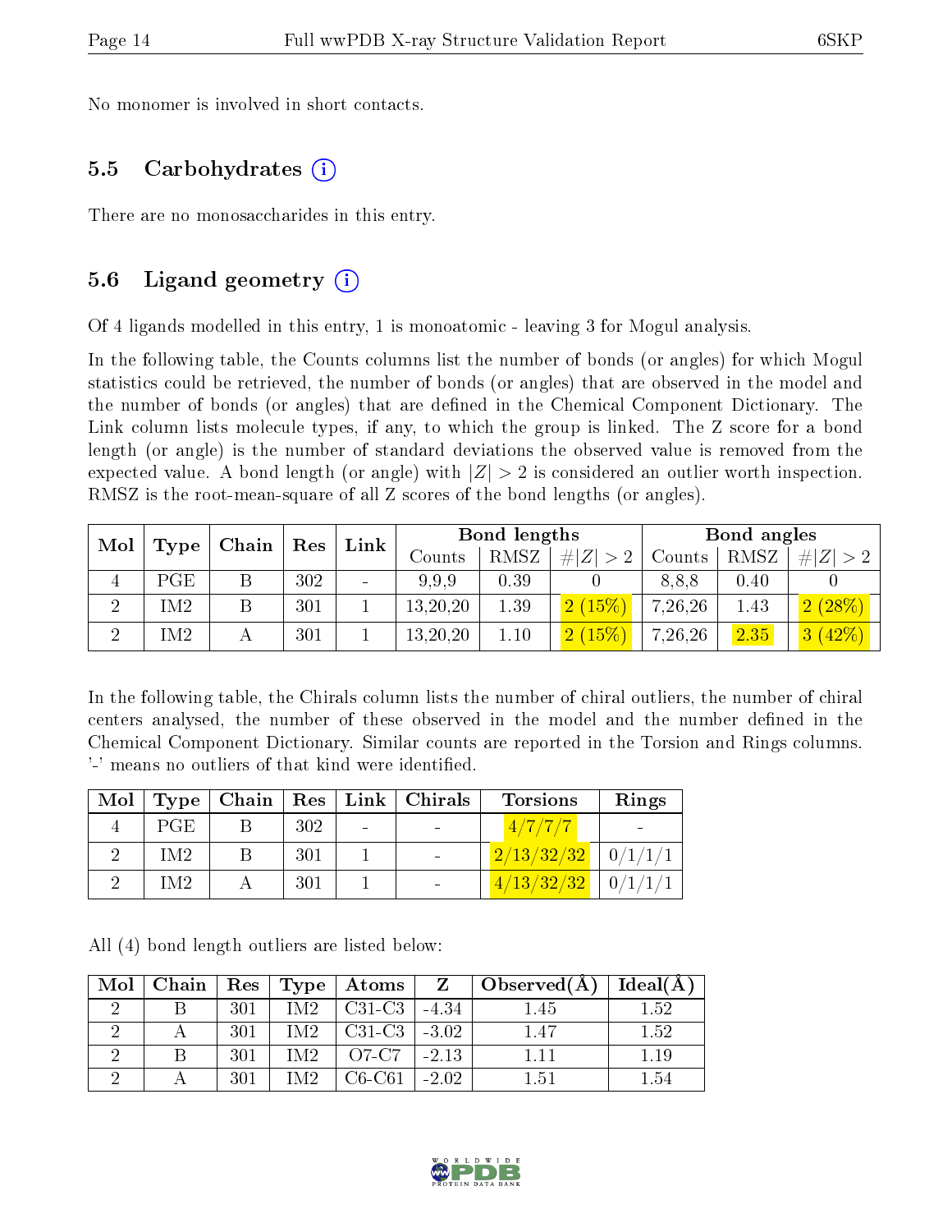No monomer is involved in short contacts.

### 5.5 Carbohydrates (i)

There are no monosaccharides in this entry.

### 5.6 Ligand geometry (i)

Of 4 ligands modelled in this entry, 1 is monoatomic - leaving 3 for Mogul analysis.

In the following table, the Counts columns list the number of bonds (or angles) for which Mogul statistics could be retrieved, the number of bonds (or angles) that are observed in the model and the number of bonds (or angles) that are defined in the Chemical Component Dictionary. The Link column lists molecule types, if any, to which the group is linked. The Z score for a bond length (or angle) is the number of standard deviations the observed value is removed from the expected value. A bond length (or angle) with $|Z| > 2$ is considered an outlier worth inspection. RMSZ is the root-mean-square of all Z scores of the bond lengths (or angles).

| Mol | Type | Chain | Res | Link | Bond lengths | | | Bond angles | | |
|---|---|---|---|---|---|---|---|---|---|---|
| | | | | | Counts | RMSZ | $\#\|Z\| > 2$ | Counts | RMSZ | $\#\|Z\| > 2$ |
| 4 | PGE | B | 302 | - | 9,9,9 | 0.39 | 0 | 8,8,8 | 0.40 | 0 |
| 2 | IM2 | B | 301 | 1 | 13,20,20 | 1.39 | 2 (15%) | 7,26,26 | 1.43 | 2 (28%) |
| 2 | IM2 | A | 301 | 1 | 13,20,20 | 1.10 | 2 (15%) | 7,26,26 | 2.35 | 3 (42%) |

In the following table, the Chirals column lists the number of chiral outliers, the number of chiral centers analysed, the number of these observed in the model and the number defined in the Chemical Component Dictionary. Similar counts are reported in the Torsion and Rings columns. '-' means no outliers of that kind were identified.

| Mol | Type | Chain | Res | Link | Chirals | Torsions | Rings |
|---|---|---|---|---|---|---|---|
| 4 | PGE | B | 302 | - | - | 4/7/7/7 | - |
| 2 | IM2 | B | 301 | 1 | - | 2/13/32/32 | 0/1/1/1 |
| 2 | IM2 | A | 301 | 1 | - | 4/13/32/32 | 0/1/1/1 |

All (4) bond length outliers are listed below:

| Mol | Chain | Res | Type | Atoms | Z | Observed(Å) | Ideal(Å) |
|---|---|---|---|---|---|---|---|
| 2 | B | 301 | IM2 | C31-C3 | -4.34 | 1.45 | 1.52 |
| 2 | A | 301 | IM2 | C31-C3 | -3.02 | 1.47 | 1.52 |
| 2 | B | 301 | IM2 | O7-C7 | -2.13 | 1.11 | 1.19 |
| 2 | A | 301 | IM2 | C6-C61 | -2.02 | 1.51 | 1.54 |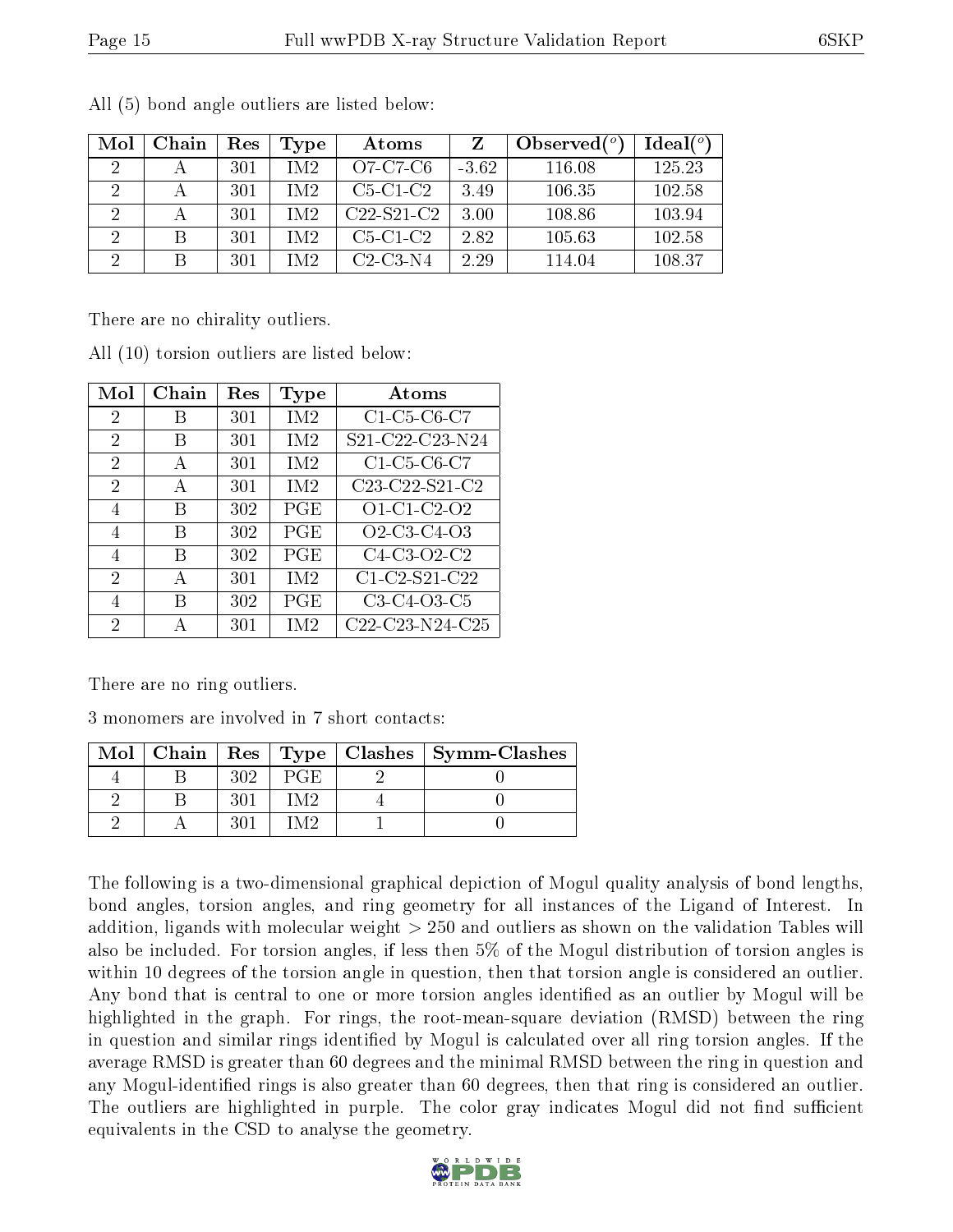All (5) bond angle outliers are listed below:

| Mol | Chain | Res | Type | Atoms | Z | Observed(°) | Ideal(°) |
|---|---|---|---|---|---|---|---|
| 2 | A | 301 | IM2 | O7-C7-C6 | -3.62 | 116.08 | 125.23 |
| 2 | A | 301 | IM2 | C5-C1-C2 | 3.49 | 106.35 | 102.58 |
| 2 | A | 301 | IM2 | C22-S21-C2 | 3.00 | 108.86 | 103.94 |
| 2 | B | 301 | IM2 | C5-C1-C2 | 2.82 | 105.63 | 102.58 |
| 2 | B | 301 | IM2 | C2-C3-N4 | 2.29 | 114.04 | 108.37 |

There are no chirality outliers.

All (10) torsion outliers are listed below:

| Mol | Chain | Res | Type | Atoms |
|---|---|---|---|---|
| 2 | B | 301 | IM2 | C1-C5-C6-C7 |
| 2 | B | 301 | IM2 | S21-C22-C23-N24 |
| 2 | A | 301 | IM2 | C1-C5-C6-C7 |
| 2 | A | 301 | IM2 | C23-C22-S21-C2 |
| 4 | B | 302 | PGE | O1-C1-C2-O2 |
| 4 | B | 302 | PGE | O2-C3-C4-O3 |
| 4 | B | 302 | PGE | C4-C3-O2-C2 |
| 2 | A | 301 | IM2 | C1-C2-S21-C22 |
| 4 | B | 302 | PGE | C3-C4-O3-C5 |
| 2 | A | 301 | IM2 | C22-C23-N24-C25 |

There are no ring outliers.

3 monomers are involved in 7 short contacts:

| Mol | Chain | Res | Type | Clashes | Symm-Clashes |
|---|---|---|---|---|---|
| 4 | B | 302 | PGE | 2 | 0 |
| 2 | B | 301 | IM2 | 4 | 0 |
| 2 | A | 301 | IM2 | 1 | 0 |

The following is a two-dimensional graphical depiction of Mogul quality analysis of bond lengths, bond angles, torsion angles, and ring geometry for all instances of the Ligand of Interest. In addition, ligands with molecular weight > 250 and outliers as shown on the validation Tables will also be included. For torsion angles, if less then 5% of the Mogul distribution of torsion angles is within 10 degrees of the torsion angle in question, then that torsion angle is considered an outlier. Any bond that is central to one or more torsion angles identified as an outlier by Mogul will be highlighted in the graph. For rings, the root-mean-square deviation (RMSD) between the ring in question and similar rings identified by Mogul is calculated over all ring torsion angles. If the average RMSD is greater than 60 degrees and the minimal RMSD between the ring in question and any Mogul-identified rings is also greater than 60 degrees, then that ring is considered an outlier. The outliers are highlighted in purple. The color gray indicates Mogul did not find sufficient equivalents in the CSD to analyse the geometry.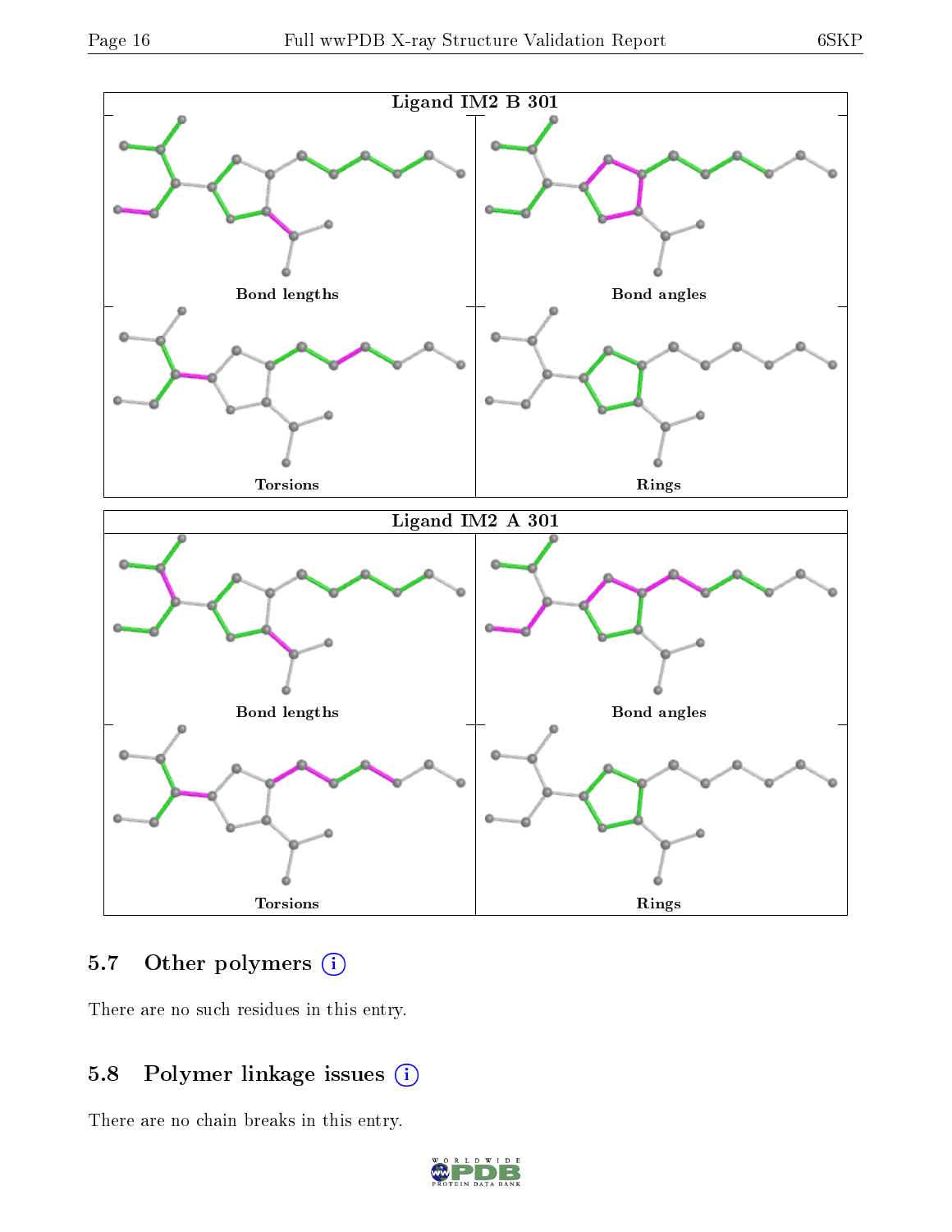Ligand IM2 B 301

Bond lengths | Bond angles | Torsions | Rings

Ligand IM2 A 301

Bond lengths | Bond angles | Torsions | Rings

## 5.7 Other polymers

There are no such residues in this entry.

## 5.8 Polymer linkage issues

There are no chain breaks in this entry.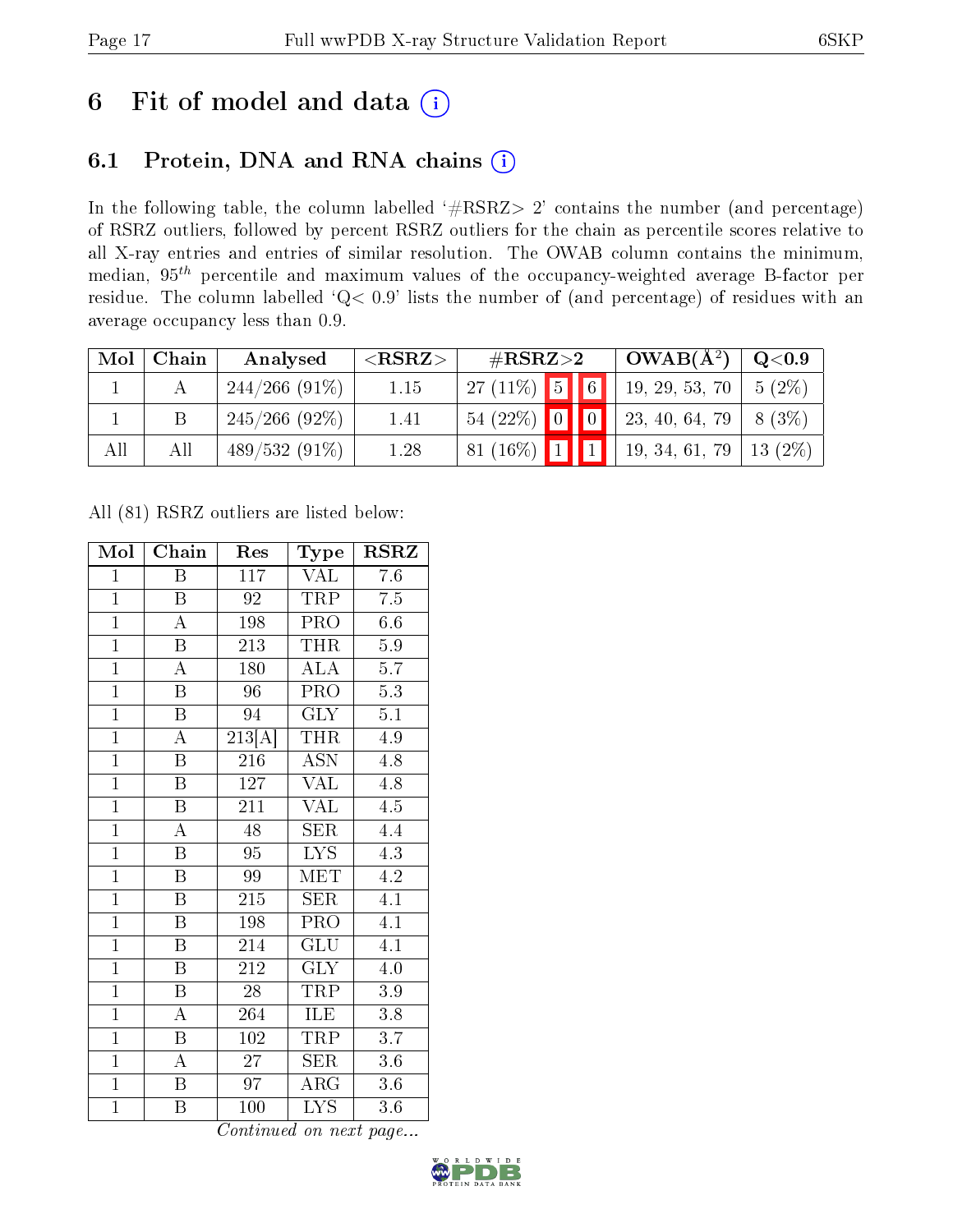# 6 Fit of model and data (i)

## 6.1 Protein, DNA and RNA chains (i)

In the following table, the column labelled '#RSRZ> 2' contains the number (and percentage) of RSRZ outliers, followed by percent RSRZ outliers for the chain as percentile scores relative to all X-ray entries and entries of similar resolution. The OWAB column contains the minimum, median, $95^{th}$ percentile and maximum values of the occupancy-weighted average B-factor per residue. The column labelled 'Q< 0.9' lists the number of (and percentage) of residues with an average occupancy less than 0.9.

| Mol | Chain | Analysed | <RSRZ> | #RSRZ>2 | | | OWAB(Å$^2$) | Q<0.9 |
|---|---|---|---|---|---|---|---|---|
| 1 | A | 244/266 (91%) | 1.15 | 27 (11%) | 5 | 6 | 19, 29, 53, 70 | 5 (2%) |
| 1 | B | 245/266 (92%) | 1.41 | 54 (22%) | 0 | 0 | 23, 40, 64, 79 | 8 (3%) |
| All | All | 489/532 (91%) | 1.28 | 81 (16%) | 1 | 1 | 19, 34, 61, 79 | 13 (2%) |

All (81) RSRZ outliers are listed below:

| Mol | Chain | Res | Type | RSRZ |
|---|---|---|---|---|
| 1 | B | 117 | VAL | 7.6 |
| 1 | B | 92 | TRP | 7.5 |
| 1 | A | 198 | PRO | 6.6 |
| 1 | B | 213 | THR | 5.9 |
| 1 | A | 180 | ALA | 5.7 |
| 1 | B | 96 | PRO | 5.3 |
| 1 | B | 94 | GLY | 5.1 |
| 1 | A | 213[A] | THR | 4.9 |
| 1 | B | 216 | ASN | 4.8 |
| 1 | B | 127 | VAL | 4.8 |
| 1 | B | 211 | VAL | 4.5 |
| 1 | A | 48 | SER | 4.4 |
| 1 | B | 95 | LYS | 4.3 |
| 1 | B | 99 | MET | 4.2 |
| 1 | B | 215 | SER | 4.1 |
| 1 | B | 198 | PRO | 4.1 |
| 1 | B | 214 | GLU | 4.1 |
| 1 | B | 212 | GLY | 4.0 |
| 1 | B | 28 | TRP | 3.9 |
| 1 | A | 264 | ILE | 3.8 |
| 1 | B | 102 | TRP | 3.7 |
| 1 | A | 27 | SER | 3.6 |
| 1 | B | 97 | ARG | 3.6 |
| 1 | B | 100 | LYS | 3.6 |

*Continued on next page...*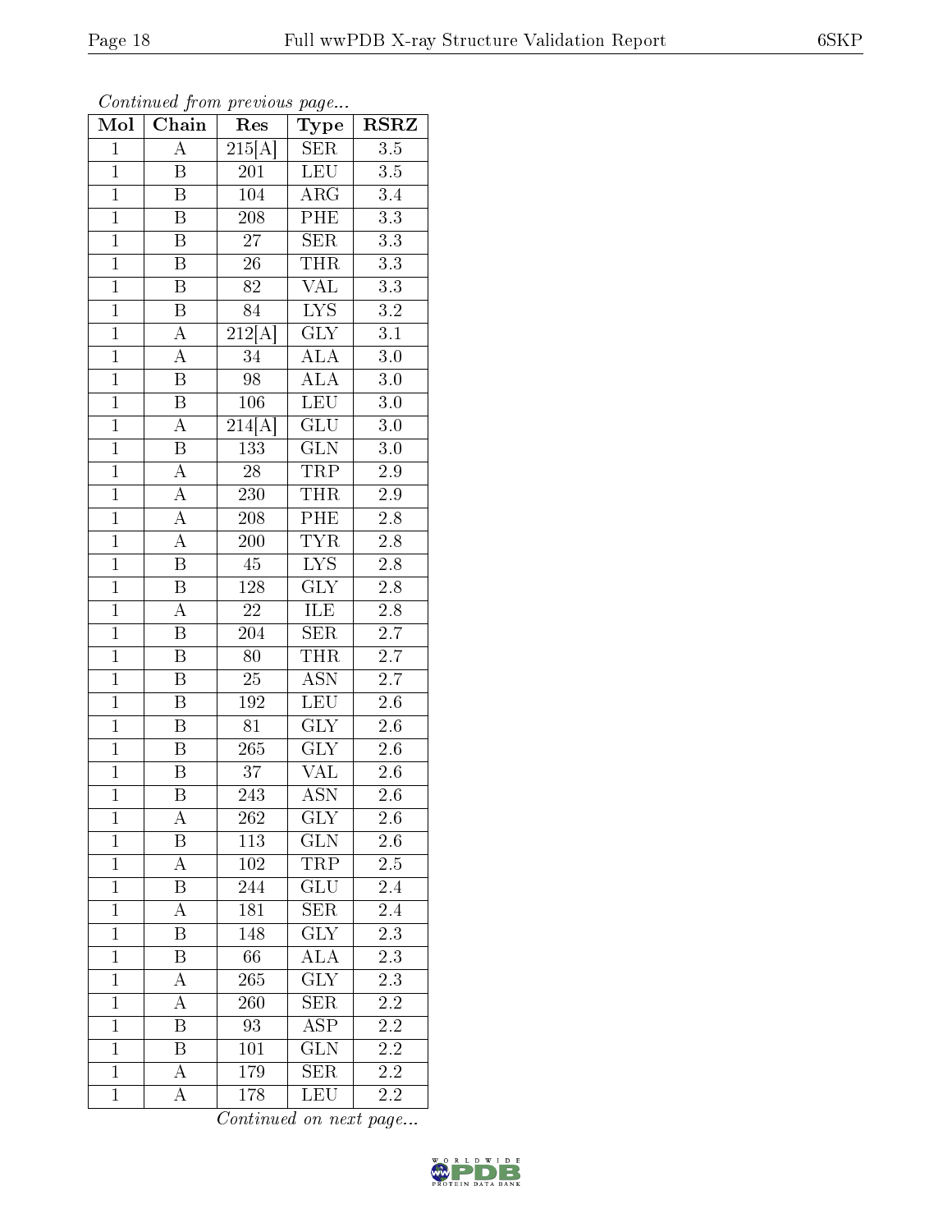*Continued from previous page...*

| Mol | Chain | Res | Type | RSRZ |
|---|---|---|---|---|
| 1 | A | 215[A] | SER | 3.5 |
| 1 | B | 201 | LEU | 3.5 |
| 1 | B | 104 | ARG | 3.4 |
| 1 | B | 208 | PHE | 3.3 |
| 1 | B | 27 | SER | 3.3 |
| 1 | B | 26 | THR | 3.3 |
| 1 | B | 82 | VAL | 3.3 |
| 1 | B | 84 | LYS | 3.2 |
| 1 | A | 212[A] | GLY | 3.1 |
| 1 | A | 34 | ALA | 3.0 |
| 1 | B | 98 | ALA | 3.0 |
| 1 | B | 106 | LEU | 3.0 |
| 1 | A | 214[A] | GLU | 3.0 |
| 1 | B | 133 | GLN | 3.0 |
| 1 | A | 28 | TRP | 2.9 |
| 1 | A | 230 | THR | 2.9 |
| 1 | A | 208 | PHE | 2.8 |
| 1 | A | 200 | TYR | 2.8 |
| 1 | B | 45 | LYS | 2.8 |
| 1 | B | 128 | GLY | 2.8 |
| 1 | A | 22 | ILE | 2.8 |
| 1 | B | 204 | SER | 2.7 |
| 1 | B | 80 | THR | 2.7 |
| 1 | B | 25 | ASN | 2.7 |
| 1 | B | 192 | LEU | 2.6 |
| 1 | B | 81 | GLY | 2.6 |
| 1 | B | 265 | GLY | 2.6 |
| 1 | B | 37 | VAL | 2.6 |
| 1 | B | 243 | ASN | 2.6 |
| 1 | A | 262 | GLY | 2.6 |
| 1 | B | 113 | GLN | 2.6 |
| 1 | A | 102 | TRP | 2.5 |
| 1 | B | 244 | GLU | 2.4 |
| 1 | A | 181 | SER | 2.4 |
| 1 | B | 148 | GLY | 2.3 |
| 1 | B | 66 | ALA | 2.3 |
| 1 | A | 265 | GLY | 2.3 |
| 1 | A | 260 | SER | 2.2 |
| 1 | B | 93 | ASP | 2.2 |
| 1 | B | 101 | GLN | 2.2 |
| 1 | A | 179 | SER | 2.2 |
| 1 | A | 178 | LEU | 2.2 |

*Continued on next page...*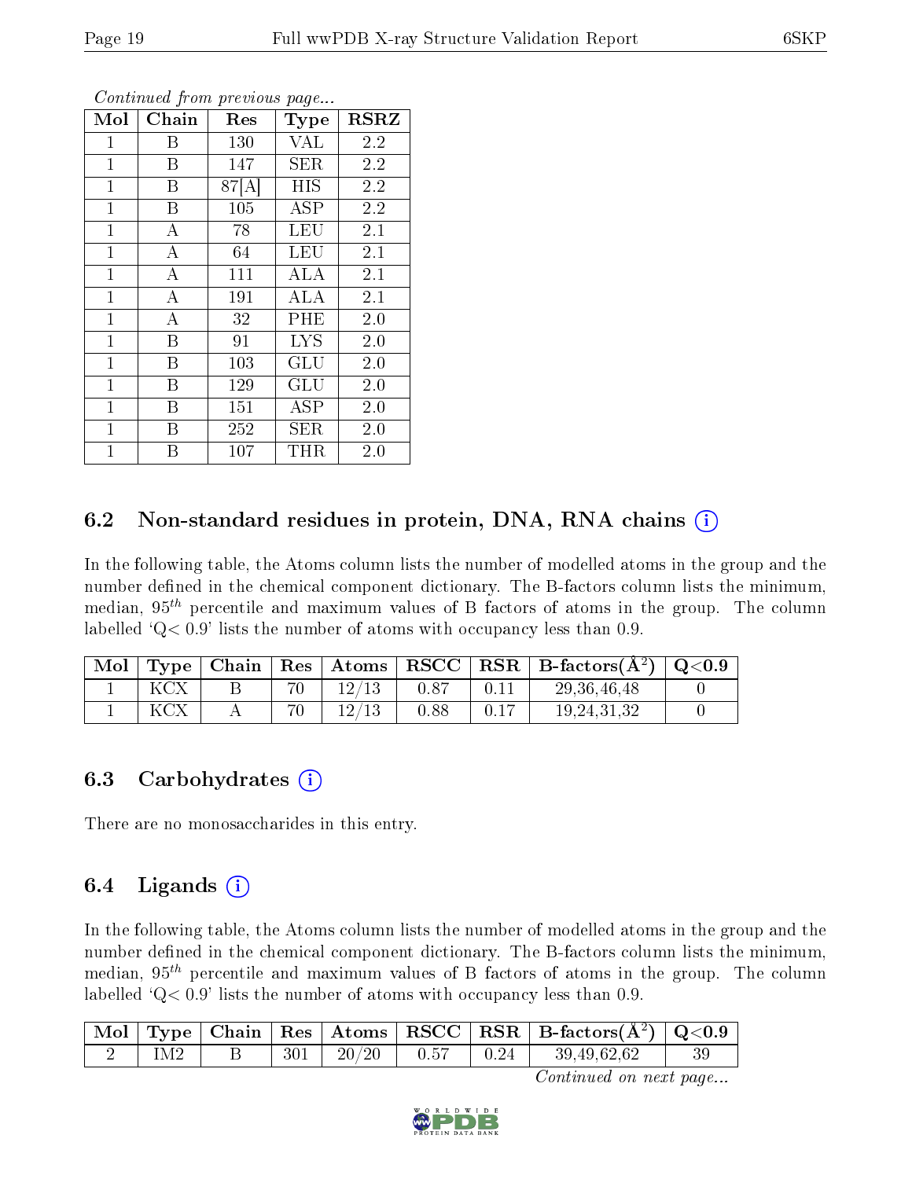*Continued from previous page...*

| Mol | Chain | Res | Type | RSRZ |
|---|---|---|---|---|
| 1 | B | 130 | VAL | 2.2 |
| 1 | B | 147 | SER | 2.2 |
| 1 | B | 87[A] | HIS | 2.2 |
| 1 | B | 105 | ASP | 2.2 |
| 1 | A | 78 | LEU | 2.1 |
| 1 | A | 64 | LEU | 2.1 |
| 1 | A | 111 | ALA | 2.1 |
| 1 | A | 191 | ALA | 2.1 |
| 1 | A | 32 | PHE | 2.0 |
| 1 | B | 91 | LYS | 2.0 |
| 1 | B | 103 | GLU | 2.0 |
| 1 | B | 129 | GLU | 2.0 |
| 1 | B | 151 | ASP | 2.0 |
| 1 | B | 252 | SER | 2.0 |
| 1 | B | 107 | THR | 2.0 |

## 6.2 Non-standard residues in protein, DNA, RNA chains

In the following table, the Atoms column lists the number of modelled atoms in the group and the number defined in the chemical component dictionary. The B-factors column lists the minimum, median, $95^{th}$ percentile and maximum values of B factors of atoms in the group. The column labelled 'Q< 0.9' lists the number of atoms with occupancy less than 0.9.

| Mol | Type | Chain | Res | Atoms | RSCC | RSR | B-factors($Å^2$) | Q<0.9 |
|---|---|---|---|---|---|---|---|---|
| 1 | KCX | B | 70 | 12/13 | 0.87 | 0.11 | 29,36,46,48 | 0 |
| 1 | KCX | A | 70 | 12/13 | 0.88 | 0.17 | 19,24,31,32 | 0 |

## 6.3 Carbohydrates

There are no monosaccharides in this entry.

## 6.4 Ligands

In the following table, the Atoms column lists the number of modelled atoms in the group and the number defined in the chemical component dictionary. The B-factors column lists the minimum, median, $95^{th}$ percentile and maximum values of B factors of atoms in the group. The column labelled 'Q< 0.9' lists the number of atoms with occupancy less than 0.9.

| Mol | Type | Chain | Res | Atoms | RSCC | RSR | B-factors($Å^2$) | Q<0.9 |
|---|---|---|---|---|---|---|---|---|
| 2 | IM2 | B | 301 | 20/20 | 0.57 | 0.24 | 39,49,62,62 | 39 |

*Continued on next page...*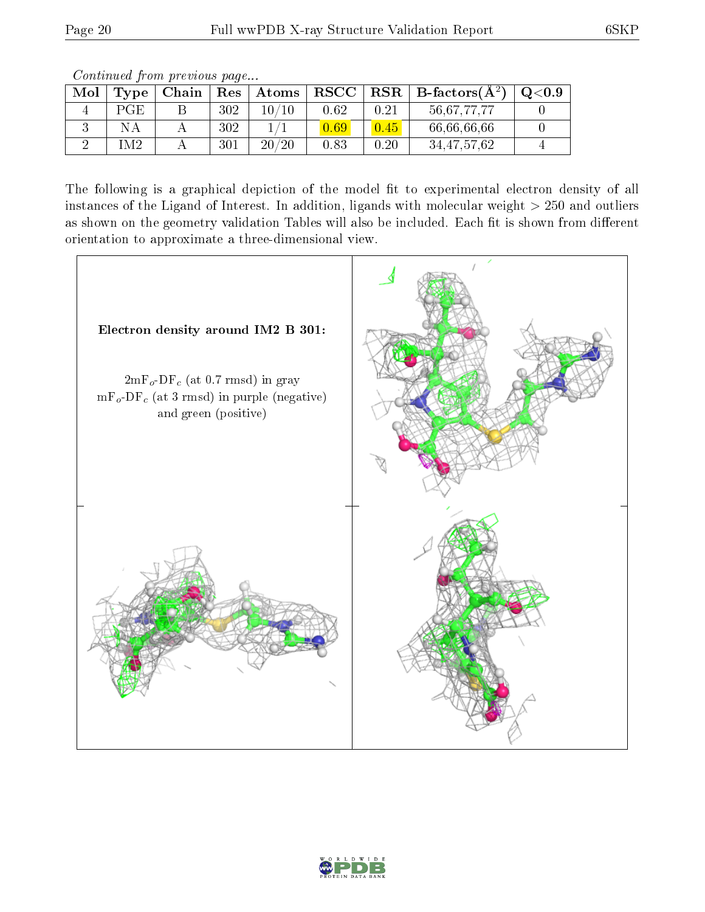*Continued from previous page...*

| Mol | Type | Chain | Res | Atoms | RSCC | RSR | B-factors($Å^2$) | Q<0.9 |
|---|---|---|---|---|---|---|---|---|
| 4 | PGE | B | 302 | 10/10 | 0.62 | 0.21 | 56,67,77,77 | 0 |
| 3 | NA | A | 302 | 1/1 | 0.69 | 0.45 | 66,66,66,66 | 0 |
| 2 | IM2 | A | 301 | 20/20 | 0.83 | 0.20 | 34,47,57,62 | 4 |

The following is a graphical depiction of the model fit to experimental electron density of all instances of the Ligand of Interest. In addition, ligands with molecular weight > 250 and outliers as shown on the geometry validation Tables will also be included. Each fit is shown from different orientation to approximate a three-dimensional view.

**Electron density around IM2 B 301:**

$2mF_o$-$DF_c$ (at 0.7 rmsd) in gray
$mF_o$-$DF_c$ (at 3 rmsd) in purple (negative) and green (positive)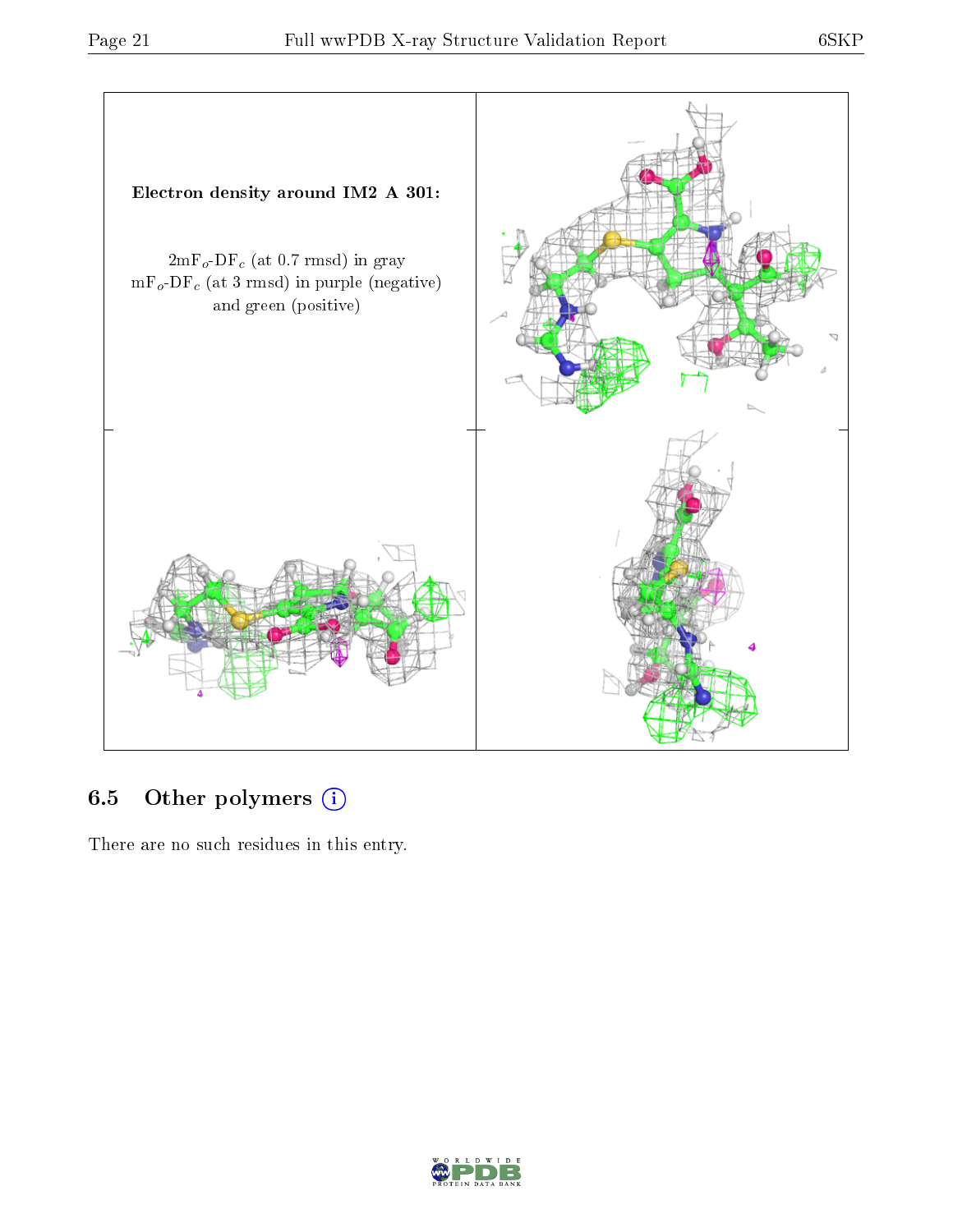**Electron density around IM2 A 301:**

$2mF_o$-$DF_c$ (at 0.7 rmsd) in gray
$mF_o$-$DF_c$ (at 3 rmsd) in purple (negative)
and green (positive)

### 6.5 Other polymers

There are no such residues in this entry.